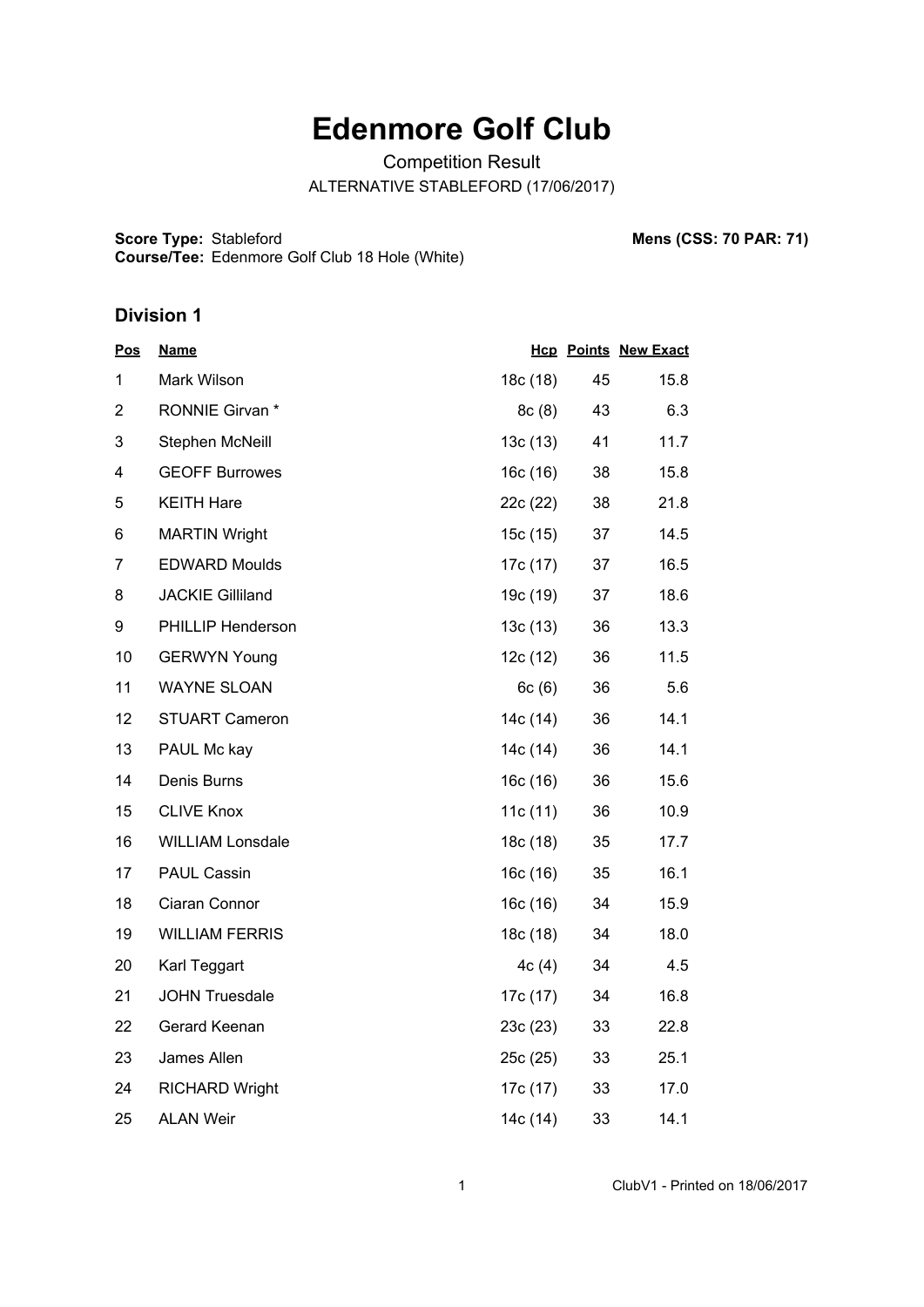# Edenmore Golf Club

Competition Result

ALTERNATIVE STABLEFORD (17/06/2017)

**Score Type:** Stableford
**Course/Tee:** Edenmore Golf Club 18 Hole (White)

**Mens (CSS: 70 PAR: 71)**

### Division 1

| Pos | Name | Hcp | Points | New Exact |
|---|---|---|---|---|
| 1 | Mark Wilson | 18c (18) | 45 | 15.8 |
| 2 | RONNIE Girvan * | 8c (8) | 43 | 6.3 |
| 3 | Stephen McNeill | 13c (13) | 41 | 11.7 |
| 4 | GEOFF Burrowes | 16c (16) | 38 | 15.8 |
| 5 | KEITH Hare | 22c (22) | 38 | 21.8 |
| 6 | MARTIN Wright | 15c (15) | 37 | 14.5 |
| 7 | EDWARD Moulds | 17c (17) | 37 | 16.5 |
| 8 | JACKIE Gilliland | 19c (19) | 37 | 18.6 |
| 9 | PHILLIP Henderson | 13c (13) | 36 | 13.3 |
| 10 | GERWYN Young | 12c (12) | 36 | 11.5 |
| 11 | WAYNE SLOAN | 6c (6) | 36 | 5.6 |
| 12 | STUART Cameron | 14c (14) | 36 | 14.1 |
| 13 | PAUL Mc kay | 14c (14) | 36 | 14.1 |
| 14 | Denis Burns | 16c (16) | 36 | 15.6 |
| 15 | CLIVE Knox | 11c (11) | 36 | 10.9 |
| 16 | WILLIAM Lonsdale | 18c (18) | 35 | 17.7 |
| 17 | PAUL Cassin | 16c (16) | 35 | 16.1 |
| 18 | Ciaran Connor | 16c (16) | 34 | 15.9 |
| 19 | WILLIAM FERRIS | 18c (18) | 34 | 18.0 |
| 20 | Karl Teggart | 4c (4) | 34 | 4.5 |
| 21 | JOHN Truesdale | 17c (17) | 34 | 16.8 |
| 22 | Gerard Keenan | 23c (23) | 33 | 22.8 |
| 23 | James Allen | 25c (25) | 33 | 25.1 |
| 24 | RICHARD Wright | 17c (17) | 33 | 17.0 |
| 25 | ALAN Weir | 14c (14) | 33 | 14.1 |

ClubV1 - Printed on 18/06/2017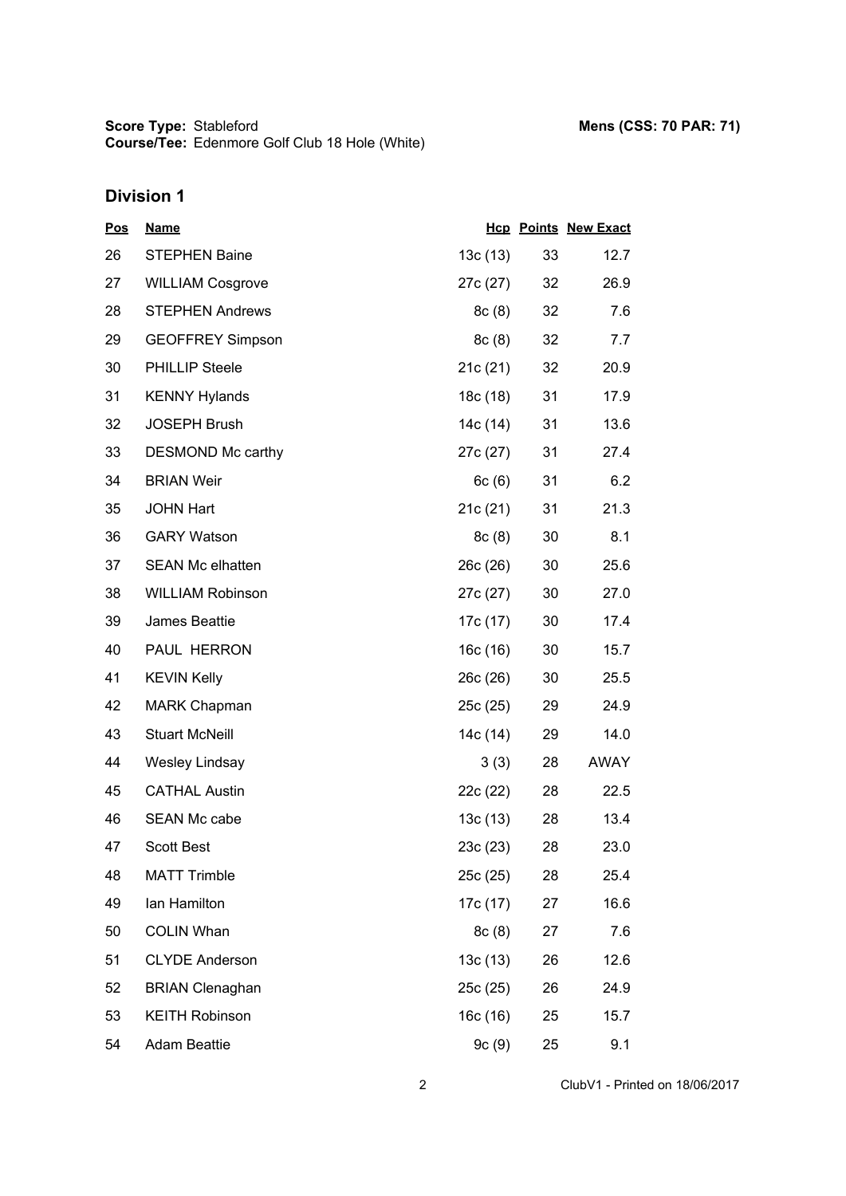**Score Type:** Stableford
**Course/Tee:** Edenmore Golf Club 18 Hole (White)

**Mens (CSS: 70 PAR: 71)**

## Division 1

| Pos | Name | Hcp | Points | New Exact |
|---|---|---|---|---|
| 26 | STEPHEN Baine | 13c (13) | 33 | 12.7 |
| 27 | WILLIAM Cosgrove | 27c (27) | 32 | 26.9 |
| 28 | STEPHEN Andrews | 8c (8) | 32 | 7.6 |
| 29 | GEOFFREY Simpson | 8c (8) | 32 | 7.7 |
| 30 | PHILLIP Steele | 21c (21) | 32 | 20.9 |
| 31 | KENNY Hylands | 18c (18) | 31 | 17.9 |
| 32 | JOSEPH Brush | 14c (14) | 31 | 13.6 |
| 33 | DESMOND Mc carthy | 27c (27) | 31 | 27.4 |
| 34 | BRIAN Weir | 6c (6) | 31 | 6.2 |
| 35 | JOHN Hart | 21c (21) | 31 | 21.3 |
| 36 | GARY Watson | 8c (8) | 30 | 8.1 |
| 37 | SEAN Mc elhatten | 26c (26) | 30 | 25.6 |
| 38 | WILLIAM Robinson | 27c (27) | 30 | 27.0 |
| 39 | James Beattie | 17c (17) | 30 | 17.4 |
| 40 | PAUL HERRON | 16c (16) | 30 | 15.7 |
| 41 | KEVIN Kelly | 26c (26) | 30 | 25.5 |
| 42 | MARK Chapman | 25c (25) | 29 | 24.9 |
| 43 | Stuart McNeill | 14c (14) | 29 | 14.0 |
| 44 | Wesley Lindsay | 3 (3) | 28 | AWAY |
| 45 | CATHAL Austin | 22c (22) | 28 | 22.5 |
| 46 | SEAN Mc cabe | 13c (13) | 28 | 13.4 |
| 47 | Scott Best | 23c (23) | 28 | 23.0 |
| 48 | MATT Trimble | 25c (25) | 28 | 25.4 |
| 49 | Ian Hamilton | 17c (17) | 27 | 16.6 |
| 50 | COLIN Whan | 8c (8) | 27 | 7.6 |
| 51 | CLYDE Anderson | 13c (13) | 26 | 12.6 |
| 52 | BRIAN Clenaghan | 25c (25) | 26 | 24.9 |
| 53 | KEITH Robinson | 16c (16) | 25 | 15.7 |
| 54 | Adam Beattie | 9c (9) | 25 | 9.1 |

ClubV1 - Printed on 18/06/2017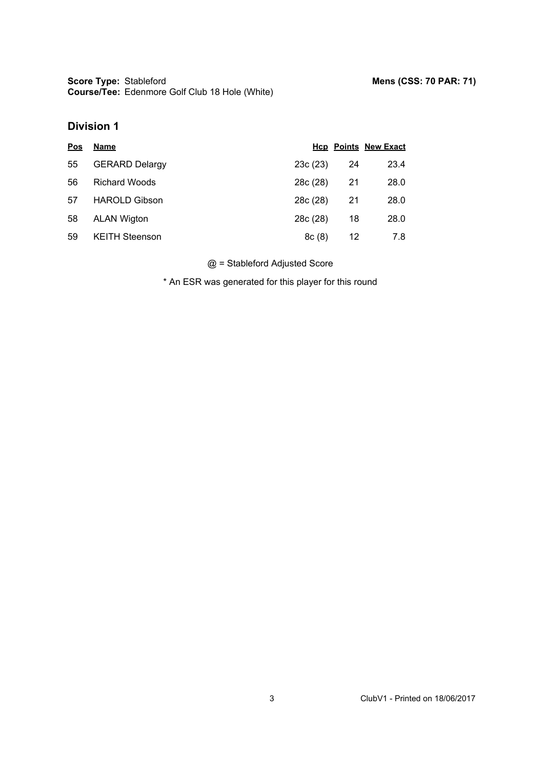**Score Type:** Stableford
**Course/Tee:** Edenmore Golf Club 18 Hole (White)

**Mens (CSS: 70 PAR: 71)**

## Division 1

| Pos | Name | Hcp | Points | New Exact |
|---|---|---|---|---|
| 55 | GERARD Delargy | 23c (23) | 24 | 23.4 |
| 56 | Richard Woods | 28c (28) | 21 | 28.0 |
| 57 | HAROLD Gibson | 28c (28) | 21 | 28.0 |
| 58 | ALAN Wigton | 28c (28) | 18 | 28.0 |
| 59 | KEITH Steenson | 8c (8) | 12 | 7.8 |

@ = Stableford Adjusted Score

* An ESR was generated for this player for this round

ClubV1 - Printed on 18/06/2017